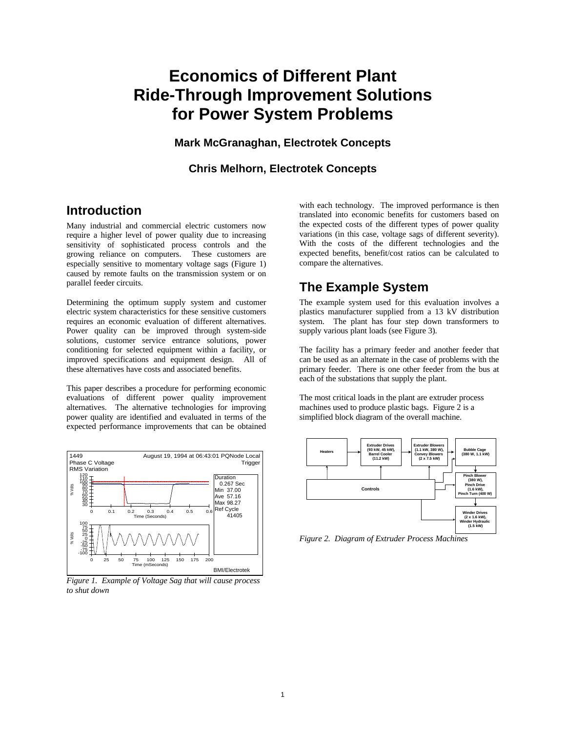# Economics of Different Plant Ride-Through Improvement Solutions for Power System Problems

**Mark McGranaghan, Electrotek Concepts**

**Chris Melhorn, Electrotek Concepts**

## Introduction

Many industrial and commercial electric customers now require a higher level of power quality due to increasing sensitivity of sophisticated process controls and the growing reliance on computers. These customers are especially sensitive to momentary voltage sags (Figure 1) caused by remote faults on the transmission system or on parallel feeder circuits.

Determining the optimum supply system and customer electric system characteristics for these sensitive customers requires an economic evaluation of different alternatives. Power quality can be improved through system-side solutions, customer service entrance solutions, power conditioning for selected equipment within a facility, or improved specifications and equipment design. All of these alternatives have costs and associated benefits.

This paper describes a procedure for performing economic evaluations of different power quality improvement alternatives. The alternative technologies for improving power quality are identified and evaluated in terms of the expected performance improvements that can be obtained with each technology. The improved performance is then translated into economic benefits for customers based on the expected costs of the different types of power quality variations (in this case, voltage sags of different severity). With the costs of the different technologies and the expected benefits, benefit/cost ratios can be calculated to compare the alternatives.

*Figure 1. Example of Voltage Sag that will cause process to shut down*

## The Example System

The example system used for this evaluation involves a plastics manufacturer supplied from a 13 kV distribution system. The plant has four step down transformers to supply various plant loads (see Figure 3).

The facility has a primary feeder and another feeder that can be used as an alternate in the case of problems with the primary feeder. There is one other feeder from the bus at each of the substations that supply the plant.

The most critical loads in the plant are extruder process machines used to produce plastic bags. Figure 2 is a simplified block diagram of the overall machine.

*Figure 2. Diagram of Extruder Process Machines*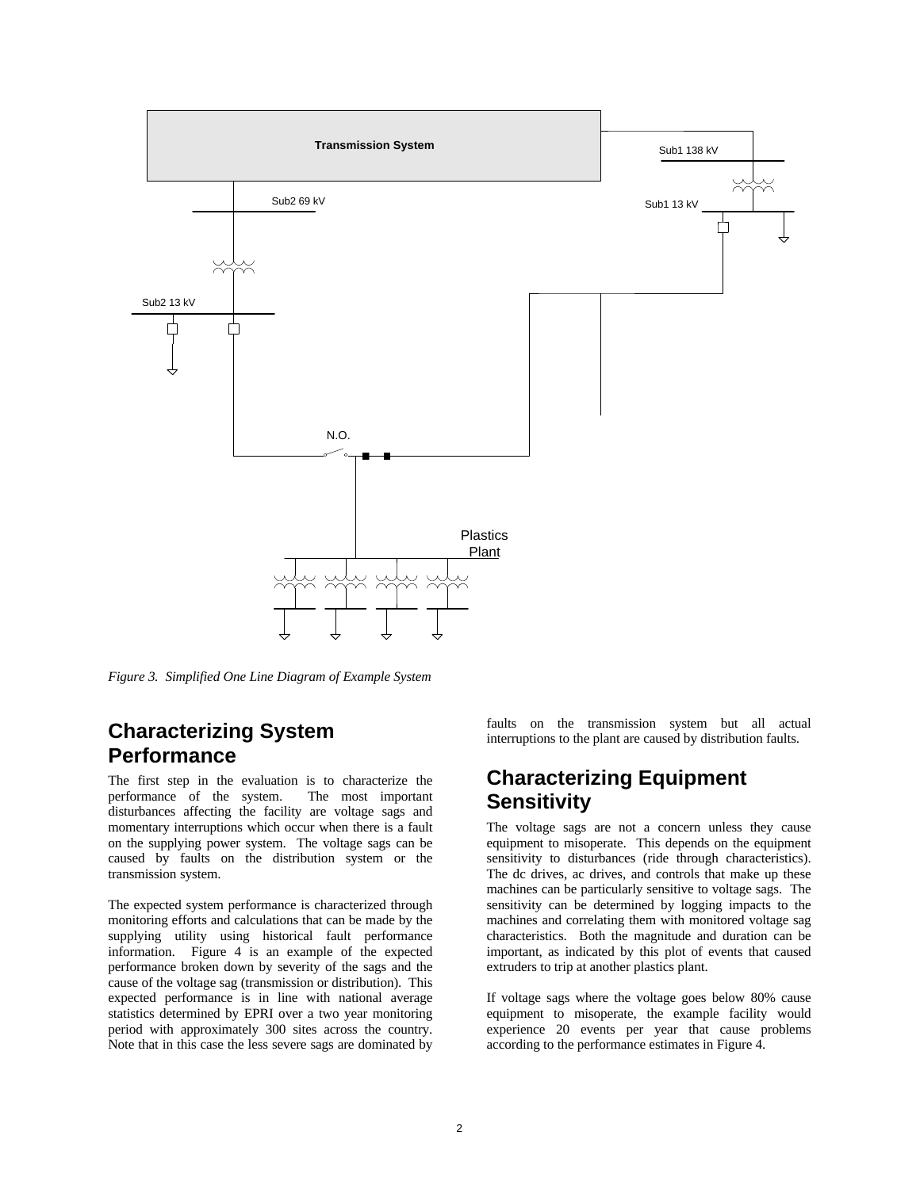*Figure 3. Simplified One Line Diagram of Example System*

## Characterizing System Performance

The first step in the evaluation is to characterize the performance of the system. The most important disturbances affecting the facility are voltage sags and momentary interruptions which occur when there is a fault on the supplying power system. The voltage sags can be caused by faults on the distribution system or the transmission system.

The expected system performance is characterized through monitoring efforts and calculations that can be made by the supplying utility using historical fault performance information. Figure 4 is an example of the expected performance broken down by severity of the sags and the cause of the voltage sag (transmission or distribution). This expected performance is in line with national average statistics determined by EPRI over a two year monitoring period with approximately 300 sites across the country. Note that in this case the less severe sags are dominated by faults on the transmission system but all actual interruptions to the plant are caused by distribution faults.

## Characterizing Equipment Sensitivity

The voltage sags are not a concern unless they cause equipment to misoperate. This depends on the equipment sensitivity to disturbances (ride through characteristics). The dc drives, ac drives, and controls that make up these machines can be particularly sensitive to voltage sags. The sensitivity can be determined by logging impacts to the machines and correlating them with monitored voltage sag characteristics. Both the magnitude and duration can be important, as indicated by this plot of events that caused extruders to trip at another plastics plant.

If voltage sags where the voltage goes below 80% cause equipment to misoperate, the example facility would experience 20 events per year that cause problems according to the performance estimates in Figure 4.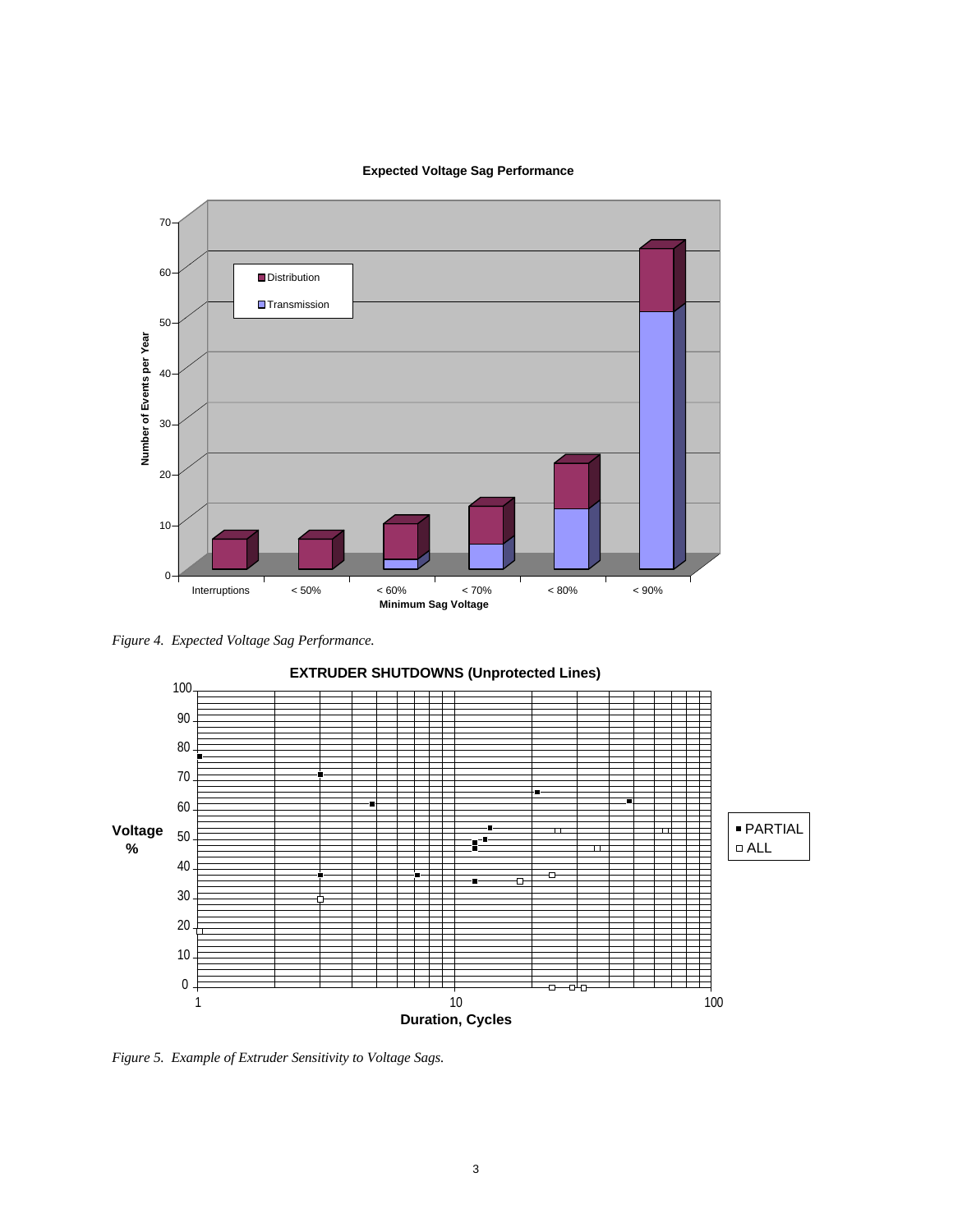Figure 4. *Expected Voltage Sag Performance.*

Figure 5. *Example of Extruder Sensitivity to Voltage Sags.*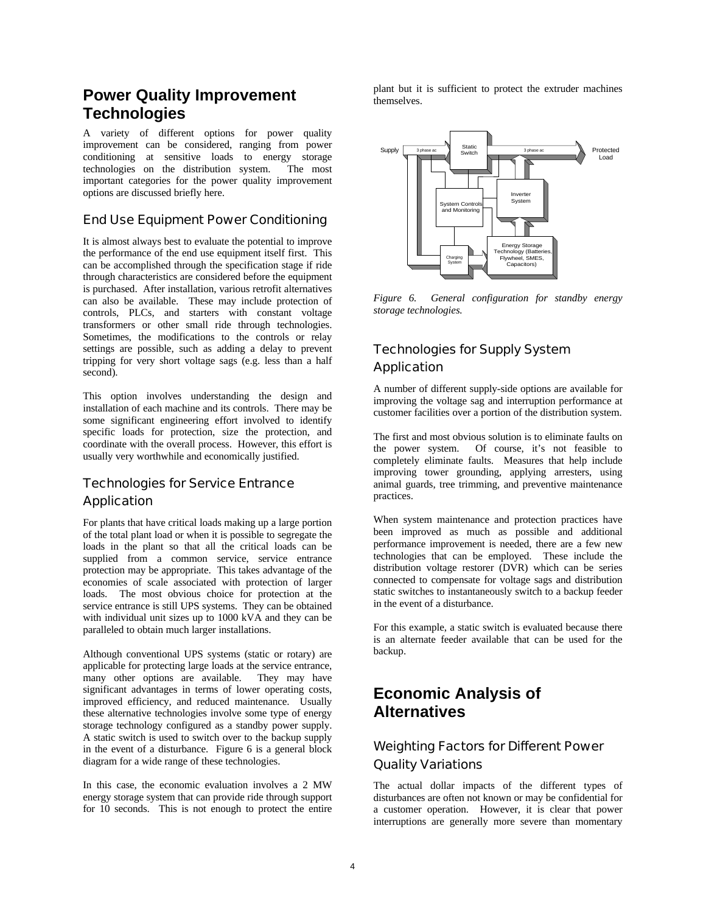# Power Quality Improvement Technologies

A variety of different options for power quality improvement can be considered, ranging from power conditioning at sensitive loads to energy storage technologies on the distribution system. The most important categories for the power quality improvement options are discussed briefly here.

## End Use Equipment Power Conditioning

It is almost always best to evaluate the potential to improve the performance of the end use equipment itself first. This can be accomplished through the specification stage if ride through characteristics are considered before the equipment is purchased. After installation, various retrofit alternatives can also be available. These may include protection of controls, PLCs, and starters with constant voltage transformers or other small ride through technologies. Sometimes, the modifications to the controls or relay settings are possible, such as adding a delay to prevent tripping for very short voltage sags (e.g. less than a half second).

This option involves understanding the design and installation of each machine and its controls. There may be some significant engineering effort involved to identify specific loads for protection, size the protection, and coordinate with the overall process. However, this effort is usually very worthwhile and economically justified.

## Technologies for Service Entrance Application

For plants that have critical loads making up a large portion of the total plant load or when it is possible to segregate the loads in the plant so that all the critical loads can be supplied from a common service, service entrance protection may be appropriate. This takes advantage of the economies of scale associated with protection of larger loads. The most obvious choice for protection at the service entrance is still UPS systems. They can be obtained with individual unit sizes up to 1000 kVA and they can be paralleled to obtain much larger installations.

Although conventional UPS systems (static or rotary) are applicable for protecting large loads at the service entrance, many other options are available. They may have significant advantages in terms of lower operating costs, improved efficiency, and reduced maintenance. Usually these alternative technologies involve some type of energy storage technology configured as a standby power supply. A static switch is used to switch over to the backup supply in the event of a disturbance. Figure 6 is a general block diagram for a wide range of these technologies.

In this case, the economic evaluation involves a 2 MW energy storage system that can provide ride through support for 10 seconds. This is not enough to protect the entire plant but it is sufficient to protect the extruder machines themselves.

*Figure 6. General configuration for standby energy storage technologies.*

## Technologies for Supply System Application

A number of different supply-side options are available for improving the voltage sag and interruption performance at customer facilities over a portion of the distribution system.

The first and most obvious solution is to eliminate faults on the power system. Of course, it's not feasible to completely eliminate faults. Measures that help include improving tower grounding, applying arresters, using animal guards, tree trimming, and preventive maintenance practices.

When system maintenance and protection practices have been improved as much as possible and additional performance improvement is needed, there are a few new technologies that can be employed. These include the distribution voltage restorer (DVR) which can be series connected to compensate for voltage sags and distribution static switches to instantaneously switch to a backup feeder in the event of a disturbance.

For this example, a static switch is evaluated because there is an alternate feeder available that can be used for the backup.

# Economic Analysis of Alternatives

## Weighting Factors for Different Power Quality Variations

The actual dollar impacts of the different types of disturbances are often not known or may be confidential for a customer operation. However, it is clear that power interruptions are generally more severe than momentary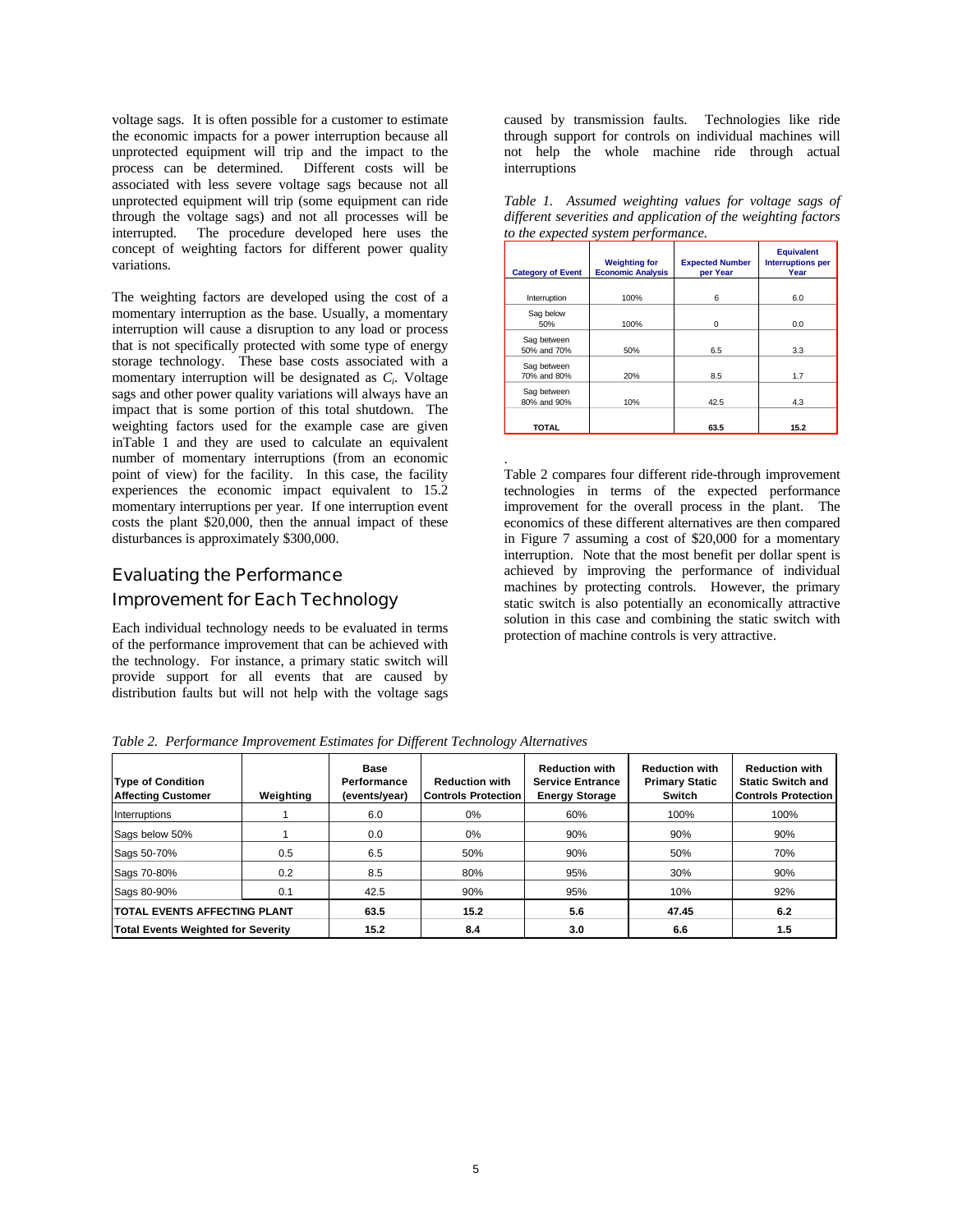voltage sags. It is often possible for a customer to estimate the economic impacts for a power interruption because all unprotected equipment will trip and the impact to the process can be determined. Different costs will be associated with less severe voltage sags because not all unprotected equipment will trip (some equipment can ride through the voltage sags) and not all processes will be interrupted. The procedure developed here uses the concept of weighting factors for different power quality variations.

The weighting factors are developed using the cost of a momentary interruption as the base. Usually, a momentary interruption will cause a disruption to any load or process that is not specifically protected with some type of energy storage technology. These base costs associated with a momentary interruption will be designated as $C_i$. Voltage sags and other power quality variations will always have an impact that is some portion of this total shutdown. The weighting factors used for the example case are given inTable 1 and they are used to calculate an equivalent number of momentary interruptions (from an economic point of view) for the facility. In this case, the facility experiences the economic impact equivalent to 15.2 momentary interruptions per year. If one interruption event costs the plant $20,000, then the annual impact of these disturbances is approximately $300,000.

## Evaluating the Performance Improvement for Each Technology

Each individual technology needs to be evaluated in terms of the performance improvement that can be achieved with the technology. For instance, a primary static switch will provide support for all events that are caused by distribution faults but will not help with the voltage sags caused by transmission faults. Technologies like ride through support for controls on individual machines will not help the whole machine ride through actual interruptions

*Table 1. Assumed weighting values for voltage sags of different severities and application of the weighting factors to the expected system performance.*

| Category of Event | Weighting for Economic Analysis | Expected Number per Year | Equivalent Interruptions per Year |
|---|---|---|---|
| Interruption | 100% | 6 | 6.0 |
| Sag below 50% | 100% | 0 | 0.0 |
| Sag between 50% and 70% | 50% | 6.5 | 3.3 |
| Sag between 70% and 80% | 20% | 8.5 | 1.7 |
| Sag between 80% and 90% | 10% | 42.5 | 4.3 |
| **TOTAL** | | **63.5** | **15.2** |

.

Table 2 compares four different ride-through improvement technologies in terms of the expected performance improvement for the overall process in the plant. The economics of these different alternatives are then compared in Figure 7 assuming a cost of $20,000 for a momentary interruption. Note that the most benefit per dollar spent is achieved by improving the performance of individual machines by protecting controls. However, the primary static switch is also potentially an economically attractive solution in this case and combining the static switch with protection of machine controls is very attractive.

*Table 2. Performance Improvement Estimates for Different Technology Alternatives*

| Type of Condition Affecting Customer | Weighting | Base Performance (events/year) | Reduction with Controls Protection | Reduction with Service Entrance Energy Storage | Reduction with Primary Static Switch | Reduction with Static Switch and Controls Protection |
|---|---|---|---|---|---|---|
| Interruptions | 1 | 6.0 | 0% | 60% | 100% | 100% |
| Sags below 50% | 1 | 0.0 | 0% | 90% | 90% | 90% |
| Sags 50-70% | 0.5 | 6.5 | 50% | 90% | 50% | 70% |
| Sags 70-80% | 0.2 | 8.5 | 80% | 95% | 30% | 90% |
| Sags 80-90% | 0.1 | 42.5 | 90% | 95% | 10% | 92% |
| **TOTAL EVENTS AFFECTING PLANT** | | **63.5** | **15.2** | **5.6** | **47.45** | **6.2** |
| **Total Events Weighted for Severity** | | **15.2** | **8.4** | **3.0** | **6.6** | **1.5** |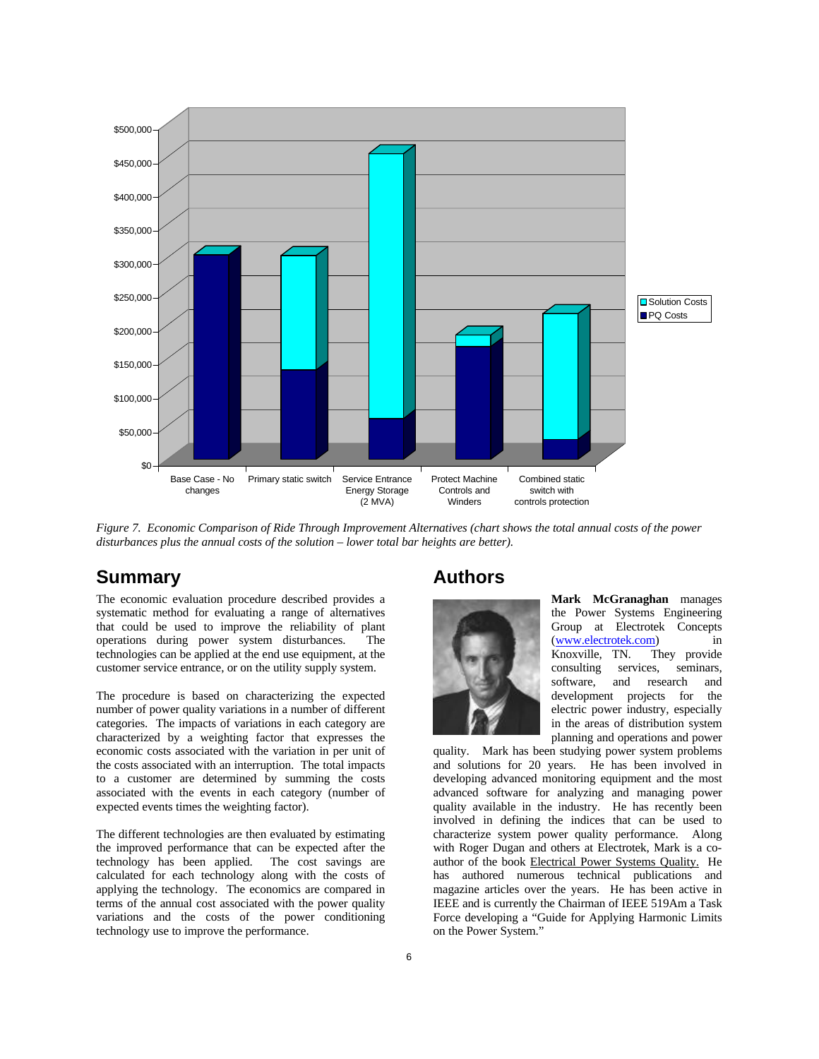*Figure 7. Economic Comparison of Ride Through Improvement Alternatives (chart shows the total annual costs of the power disturbances plus the annual costs of the solution – lower total bar heights are better).*

## Summary

The economic evaluation procedure described provides a systematic method for evaluating a range of alternatives that could be used to improve the reliability of plant operations during power system disturbances. The technologies can be applied at the end use equipment, at the customer service entrance, or on the utility supply system.

The procedure is based on characterizing the expected number of power quality variations in a number of different categories. The impacts of variations in each category are characterized by a weighting factor that expresses the economic costs associated with the variation in per unit of the costs associated with an interruption. The total impacts to a customer are determined by summing the costs associated with the events in each category (number of expected events times the weighting factor).

The different technologies are then evaluated by estimating the improved performance that can be expected after the technology has been applied. The cost savings are calculated for each technology along with the costs of applying the technology. The economics are compared in terms of the annual cost associated with the power quality variations and the costs of the power conditioning technology use to improve the performance.

## Authors

**Mark McGranaghan** manages the Power Systems Engineering Group at Electrotek Concepts (www.electrotek.com) in Knoxville, TN. They provide consulting services, seminars, software, and research and development projects for the electric power industry, especially in the areas of distribution system planning and operations and power quality. Mark has been studying power system problems and solutions for 20 years. He has been involved in developing advanced monitoring equipment and the most advanced software for analyzing and managing power quality available in the industry. He has recently been involved in defining the indices that can be used to characterize system power quality performance. Along with Roger Dugan and others at Electrotek, Mark is a co-author of the book Electrical Power Systems Quality. He has authored numerous technical publications and magazine articles over the years. He has been active in IEEE and is currently the Chairman of IEEE 519Am a Task Force developing a "Guide for Applying Harmonic Limits on the Power System."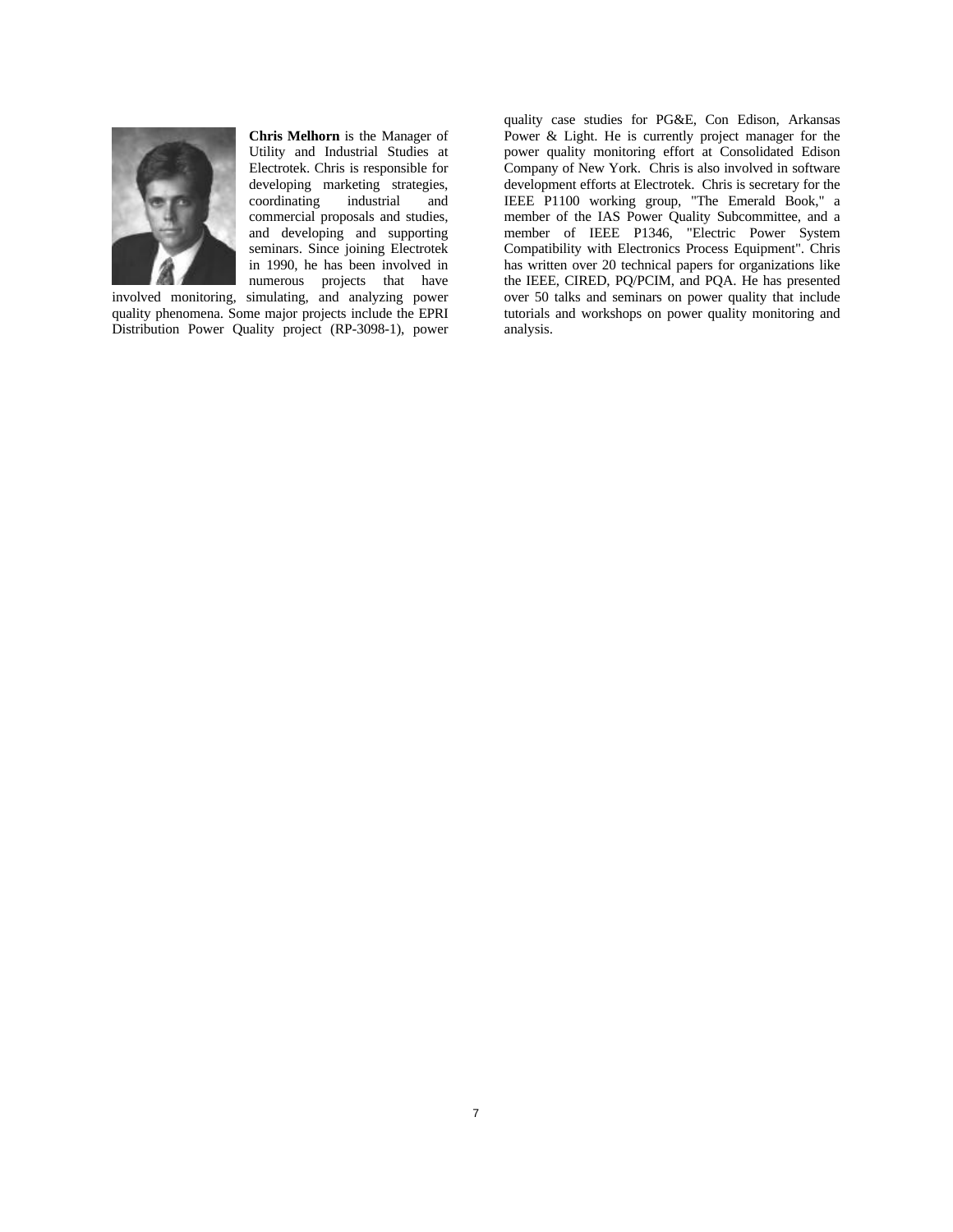**Chris Melhorn** is the Manager of Utility and Industrial Studies at Electrotek. Chris is responsible for developing marketing strategies, coordinating industrial and commercial proposals and studies, and developing and supporting seminars. Since joining Electrotek in 1990, he has been involved in numerous projects that have involved monitoring, simulating, and analyzing power quality phenomena. Some major projects include the EPRI Distribution Power Quality project (RP-3098-1), power quality case studies for PG&E, Con Edison, Arkansas Power & Light. He is currently project manager for the power quality monitoring effort at Consolidated Edison Company of New York. Chris is also involved in software development efforts at Electrotek. Chris is secretary for the IEEE P1100 working group, "The Emerald Book," a member of the IAS Power Quality Subcommittee, and a member of IEEE P1346, "Electric Power System Compatibility with Electronics Process Equipment". Chris has written over 20 technical papers for organizations like the IEEE, CIRED, PQ/PCIM, and PQA. He has presented over 50 talks and seminars on power quality that include tutorials and workshops on power quality monitoring and analysis.